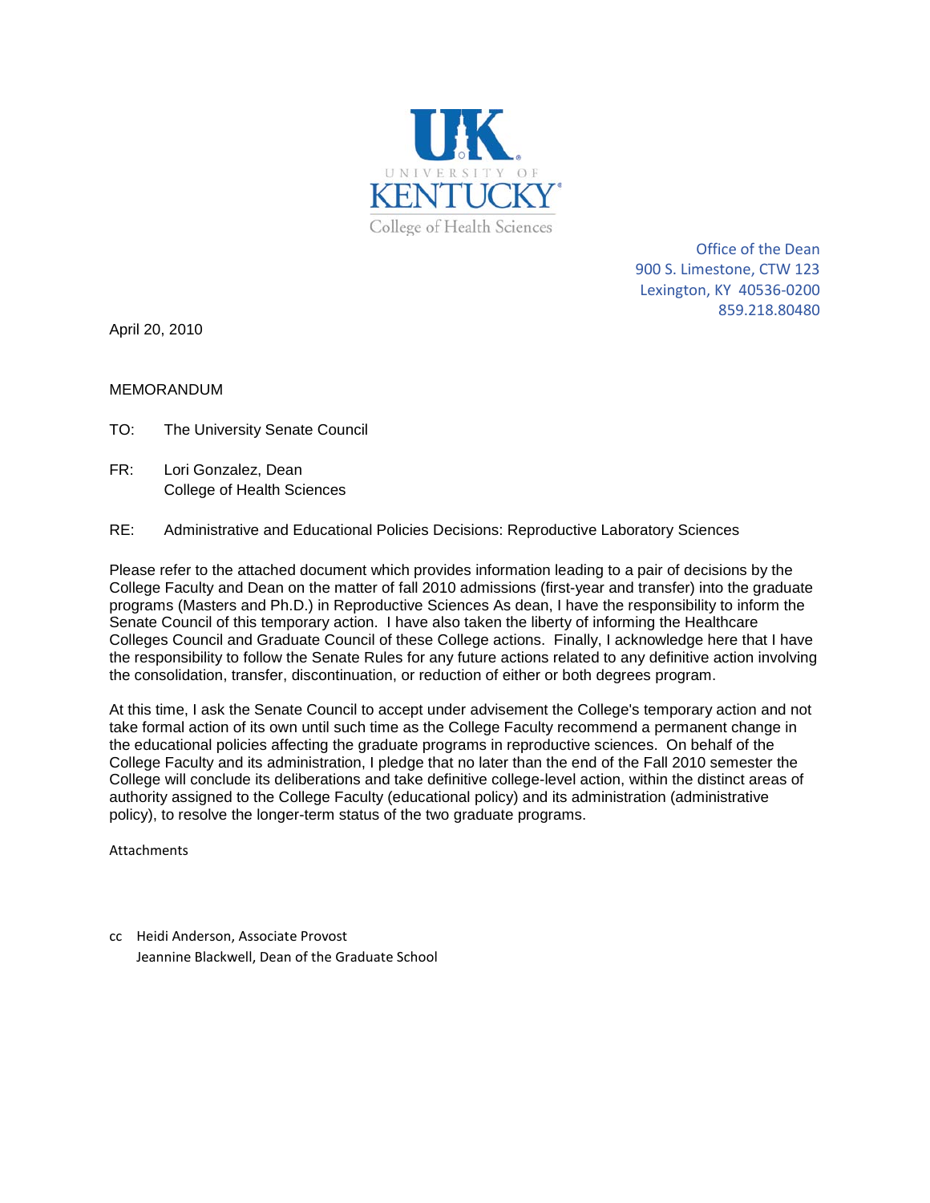UK UNIVERSITY OF KENTUCKY College of Health Sciences

Office of the Dean
900 S. Limestone, CTW 123
Lexington, KY 40536-0200
859.218.80480

April 20, 2010

MEMORANDUM

TO: The University Senate Council

FR: Lori Gonzalez, Dean
College of Health Sciences

RE: Administrative and Educational Policies Decisions: Reproductive Laboratory Sciences

Please refer to the attached document which provides information leading to a pair of decisions by the College Faculty and Dean on the matter of fall 2010 admissions (first-year and transfer) into the graduate programs (Masters and Ph.D.) in Reproductive Sciences As dean, I have the responsibility to inform the Senate Council of this temporary action. I have also taken the liberty of informing the Healthcare Colleges Council and Graduate Council of these College actions. Finally, I acknowledge here that I have the responsibility to follow the Senate Rules for any future actions related to any definitive action involving the consolidation, transfer, discontinuation, or reduction of either or both degrees program.

At this time, I ask the Senate Council to accept under advisement the College's temporary action and not take formal action of its own until such time as the College Faculty recommend a permanent change in the educational policies affecting the graduate programs in reproductive sciences. On behalf of the College Faculty and its administration, I pledge that no later than the end of the Fall 2010 semester the College will conclude its deliberations and take definitive college-level action, within the distinct areas of authority assigned to the College Faculty (educational policy) and its administration (administrative policy), to resolve the longer-term status of the two graduate programs.

Attachments

cc Heidi Anderson, Associate Provost
Jeannine Blackwell, Dean of the Graduate School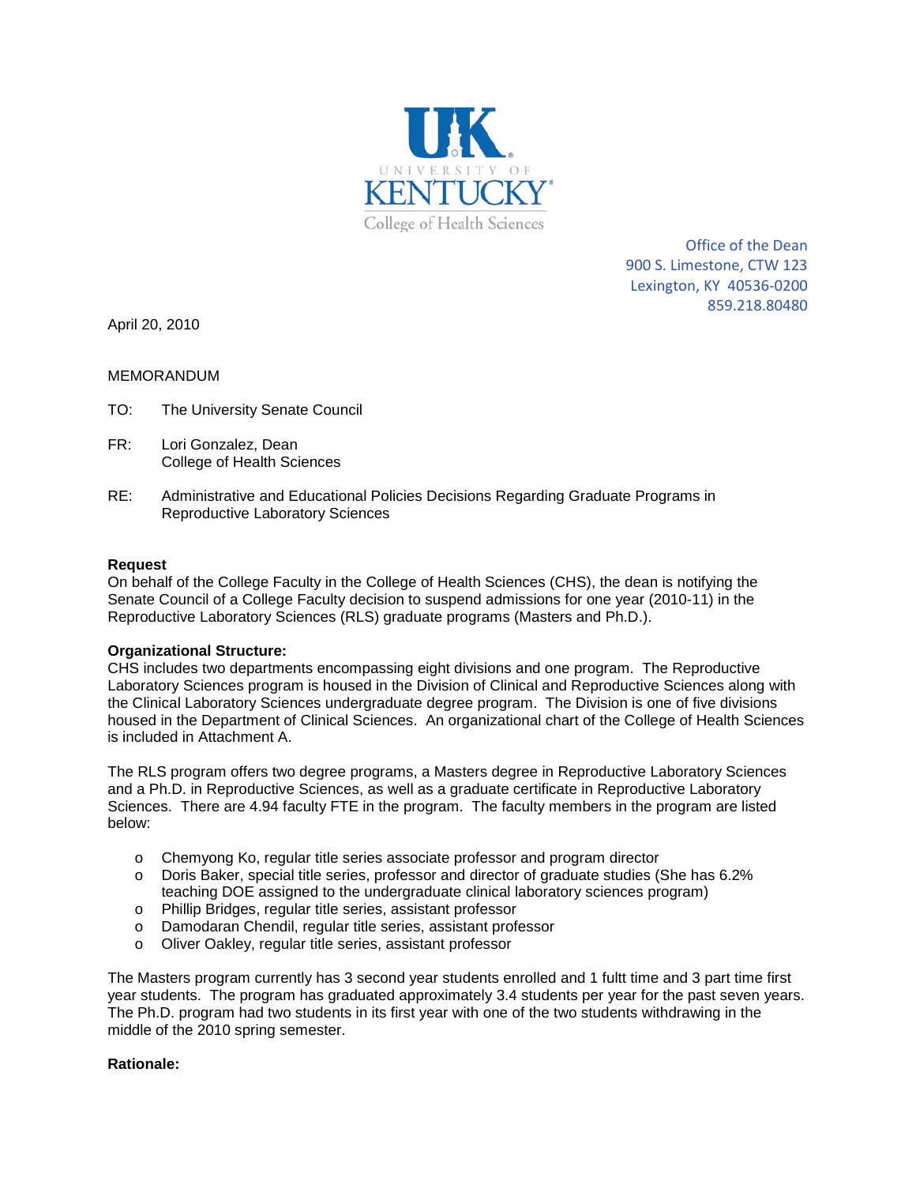UNIVERSITY OF KENTUCKY
College of Health Sciences

Office of the Dean
900 S. Limestone, CTW 123
Lexington, KY 40536-0200
859.218.80480

April 20, 2010

MEMORANDUM

TO: The University Senate Council

FR: Lori Gonzalez, Dean
College of Health Sciences

RE: Administrative and Educational Policies Decisions Regarding Graduate Programs in Reproductive Laboratory Sciences

**Request**

On behalf of the College Faculty in the College of Health Sciences (CHS), the dean is notifying the Senate Council of a College Faculty decision to suspend admissions for one year (2010-11) in the Reproductive Laboratory Sciences (RLS) graduate programs (Masters and Ph.D.).

**Organizational Structure:**

CHS includes two departments encompassing eight divisions and one program. The Reproductive Laboratory Sciences program is housed in the Division of Clinical and Reproductive Sciences along with the Clinical Laboratory Sciences undergraduate degree program. The Division is one of five divisions housed in the Department of Clinical Sciences. An organizational chart of the College of Health Sciences is included in Attachment A.

The RLS program offers two degree programs, a Masters degree in Reproductive Laboratory Sciences and a Ph.D. in Reproductive Sciences, as well as a graduate certificate in Reproductive Laboratory Sciences. There are 4.94 faculty FTE in the program. The faculty members in the program are listed below:

- Chemyong Ko, regular title series associate professor and program director
- Doris Baker, special title series, professor and director of graduate studies (She has 6.2% teaching DOE assigned to the undergraduate clinical laboratory sciences program)
- Phillip Bridges, regular title series, assistant professor
- Damodaran Chendil, regular title series, assistant professor
- Oliver Oakley, regular title series, assistant professor

The Masters program currently has 3 second year students enrolled and 1 fultt time and 3 part time first year students. The program has graduated approximately 3.4 students per year for the past seven years. The Ph.D. program had two students in its first year with one of the two students withdrawing in the middle of the 2010 spring semester.

**Rationale:**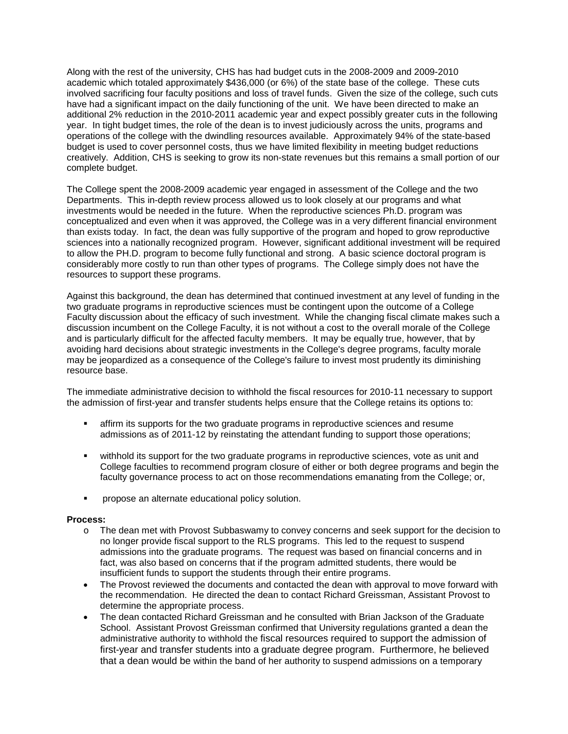Along with the rest of the university, CHS has had budget cuts in the 2008-2009 and 2009-2010 academic which totaled approximately $436,000 (or 6%) of the state base of the college. These cuts involved sacrificing four faculty positions and loss of travel funds. Given the size of the college, such cuts have had a significant impact on the daily functioning of the unit. We have been directed to make an additional 2% reduction in the 2010-2011 academic year and expect possibly greater cuts in the following year. In tight budget times, the role of the dean is to invest judiciously across the units, programs and operations of the college with the dwindling resources available. Approximately 94% of the state-based budget is used to cover personnel costs, thus we have limited flexibility in meeting budget reductions creatively. Addition, CHS is seeking to grow its non-state revenues but this remains a small portion of our complete budget.

The College spent the 2008-2009 academic year engaged in assessment of the College and the two Departments. This in-depth review process allowed us to look closely at our programs and what investments would be needed in the future. When the reproductive sciences Ph.D. program was conceptualized and even when it was approved, the College was in a very different financial environment than exists today. In fact, the dean was fully supportive of the program and hoped to grow reproductive sciences into a nationally recognized program. However, significant additional investment will be required to allow the PH.D. program to become fully functional and strong. A basic science doctoral program is considerably more costly to run than other types of programs. The College simply does not have the resources to support these programs.

Against this background, the dean has determined that continued investment at any level of funding in the two graduate programs in reproductive sciences must be contingent upon the outcome of a College Faculty discussion about the efficacy of such investment. While the changing fiscal climate makes such a discussion incumbent on the College Faculty, it is not without a cost to the overall morale of the College and is particularly difficult for the affected faculty members. It may be equally true, however, that by avoiding hard decisions about strategic investments in the College's degree programs, faculty morale may be jeopardized as a consequence of the College's failure to invest most prudently its diminishing resource base.

The immediate administrative decision to withhold the fiscal resources for 2010-11 necessary to support the admission of first-year and transfer students helps ensure that the College retains its options to:

- affirm its supports for the two graduate programs in reproductive sciences and resume admissions as of 2011-12 by reinstating the attendant funding to support those operations;
- withhold its support for the two graduate programs in reproductive sciences, vote as unit and College faculties to recommend program closure of either or both degree programs and begin the faculty governance process to act on those recommendations emanating from the College; or,
- propose an alternate educational policy solution.

**Process:**

- The dean met with Provost Subbaswamy to convey concerns and seek support for the decision to no longer provide fiscal support to the RLS programs. This led to the request to suspend admissions into the graduate programs. The request was based on financial concerns and in fact, was also based on concerns that if the program admitted students, there would be insufficient funds to support the students through their entire programs.
- The Provost reviewed the documents and contacted the dean with approval to move forward with the recommendation. He directed the dean to contact Richard Greissman, Assistant Provost to determine the appropriate process.
- The dean contacted Richard Greissman and he consulted with Brian Jackson of the Graduate School. Assistant Provost Greissman confirmed that University regulations granted a dean the administrative authority to withhold the fiscal resources required to support the admission of first-year and transfer students into a graduate degree program. Furthermore, he believed that a dean would be within the band of her authority to suspend admissions on a temporary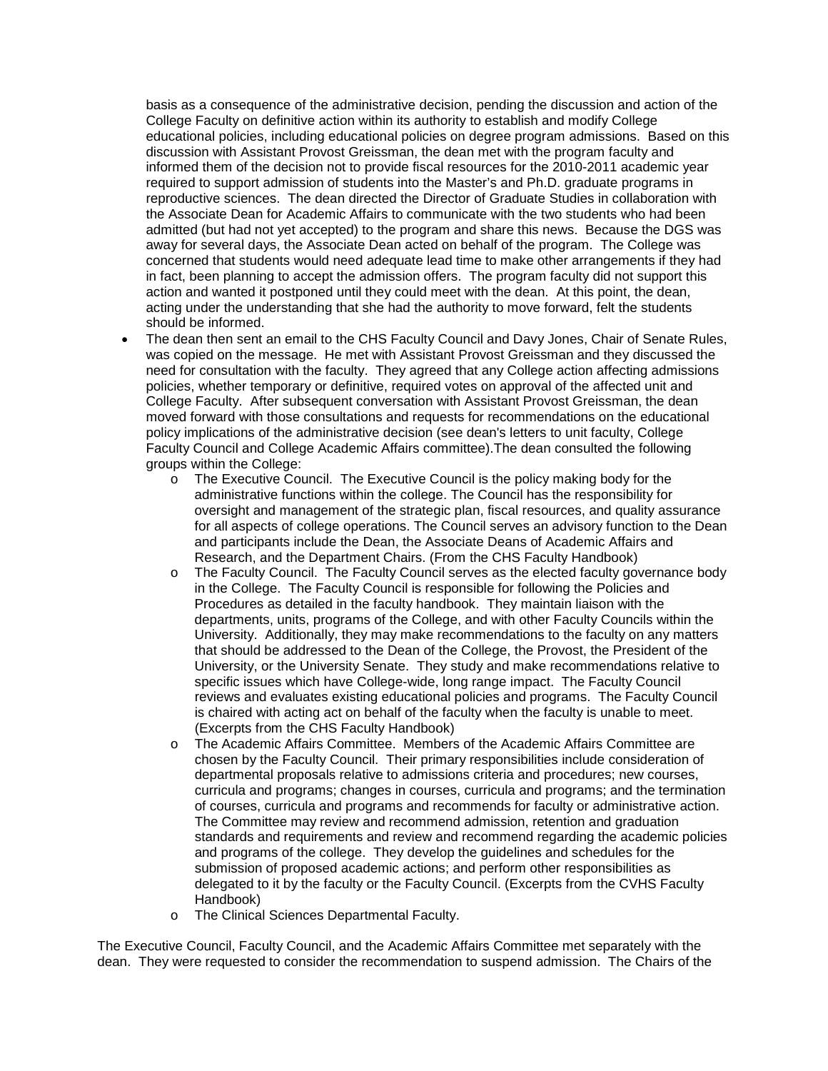basis as a consequence of the administrative decision, pending the discussion and action of the College Faculty on definitive action within its authority to establish and modify College educational policies, including educational policies on degree program admissions. Based on this discussion with Assistant Provost Greissman, the dean met with the program faculty and informed them of the decision not to provide fiscal resources for the 2010-2011 academic year required to support admission of students into the Master's and Ph.D. graduate programs in reproductive sciences. The dean directed the Director of Graduate Studies in collaboration with the Associate Dean for Academic Affairs to communicate with the two students who had been admitted (but had not yet accepted) to the program and share this news. Because the DGS was away for several days, the Associate Dean acted on behalf of the program. The College was concerned that students would need adequate lead time to make other arrangements if they had in fact, been planning to accept the admission offers. The program faculty did not support this action and wanted it postponed until they could meet with the dean. At this point, the dean, acting under the understanding that she had the authority to move forward, felt the students should be informed.

- The dean then sent an email to the CHS Faculty Council and Davy Jones, Chair of Senate Rules, was copied on the message. He met with Assistant Provost Greissman and they discussed the need for consultation with the faculty. They agreed that any College action affecting admissions policies, whether temporary or definitive, required votes on approval of the affected unit and College Faculty. After subsequent conversation with Assistant Provost Greissman, the dean moved forward with those consultations and requests for recommendations on the educational policy implications of the administrative decision (see dean's letters to unit faculty, College Faculty Council and College Academic Affairs committee).The dean consulted the following groups within the College:
  - The Executive Council. The Executive Council is the policy making body for the administrative functions within the college. The Council has the responsibility for oversight and management of the strategic plan, fiscal resources, and quality assurance for all aspects of college operations. The Council serves an advisory function to the Dean and participants include the Dean, the Associate Deans of Academic Affairs and Research, and the Department Chairs. (From the CHS Faculty Handbook)
  - The Faculty Council. The Faculty Council serves as the elected faculty governance body in the College. The Faculty Council is responsible for following the Policies and Procedures as detailed in the faculty handbook. They maintain liaison with the departments, units, programs of the College, and with other Faculty Councils within the University. Additionally, they may make recommendations to the faculty on any matters that should be addressed to the Dean of the College, the Provost, the President of the University, or the University Senate. They study and make recommendations relative to specific issues which have College-wide, long range impact. The Faculty Council reviews and evaluates existing educational policies and programs. The Faculty Council is chaired with acting act on behalf of the faculty when the faculty is unable to meet. (Excerpts from the CHS Faculty Handbook)
  - The Academic Affairs Committee. Members of the Academic Affairs Committee are chosen by the Faculty Council. Their primary responsibilities include consideration of departmental proposals relative to admissions criteria and procedures; new courses, curricula and programs; changes in courses, curricula and programs; and the termination of courses, curricula and programs and recommends for faculty or administrative action. The Committee may review and recommend admission, retention and graduation standards and requirements and review and recommend regarding the academic policies and programs of the college. They develop the guidelines and schedules for the submission of proposed academic actions; and perform other responsibilities as delegated to it by the faculty or the Faculty Council. (Excerpts from the CVHS Faculty Handbook)
  - The Clinical Sciences Departmental Faculty.

The Executive Council, Faculty Council, and the Academic Affairs Committee met separately with the dean. They were requested to consider the recommendation to suspend admission. The Chairs of the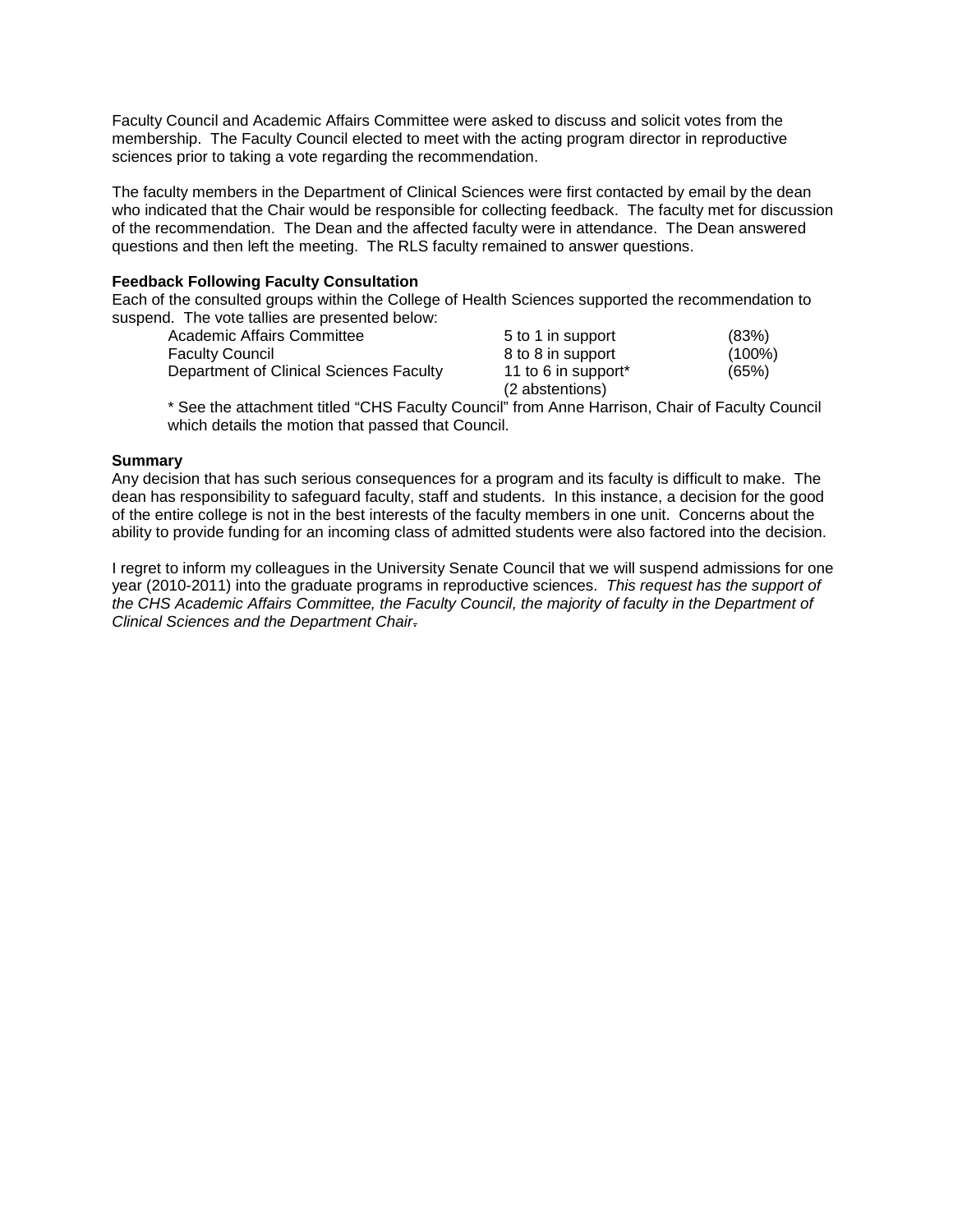Faculty Council and Academic Affairs Committee were asked to discuss and solicit votes from the membership. The Faculty Council elected to meet with the acting program director in reproductive sciences prior to taking a vote regarding the recommendation.

The faculty members in the Department of Clinical Sciences were first contacted by email by the dean who indicated that the Chair would be responsible for collecting feedback. The faculty met for discussion of the recommendation. The Dean and the affected faculty were in attendance. The Dean answered questions and then left the meeting. The RLS faculty remained to answer questions.

**Feedback Following Faculty Consultation**

Each of the consulted groups within the College of Health Sciences supported the recommendation to suspend. The vote tallies are presented below:

| | | |
|---|---|---|
| Academic Affairs Committee | 5 to 1 in support | (83%) |
| Faculty Council | 8 to 8 in support | (100%) |
| Department of Clinical Sciences Faculty | 11 to 6 in support* (2 abstentions) | (65%) |

\* See the attachment titled "CHS Faculty Council" from Anne Harrison, Chair of Faculty Council which details the motion that passed that Council.

**Summary**

Any decision that has such serious consequences for a program and its faculty is difficult to make. The dean has responsibility to safeguard faculty, staff and students. In this instance, a decision for the good of the entire college is not in the best interests of the faculty members in one unit. Concerns about the ability to provide funding for an incoming class of admitted students were also factored into the decision.

I regret to inform my colleagues in the University Senate Council that we will suspend admissions for one year (2010-2011) into the graduate programs in reproductive sciences. *This request has the support of the CHS Academic Affairs Committee, the Faculty Council, the majority of faculty in the Department of Clinical Sciences and the Department Chair.*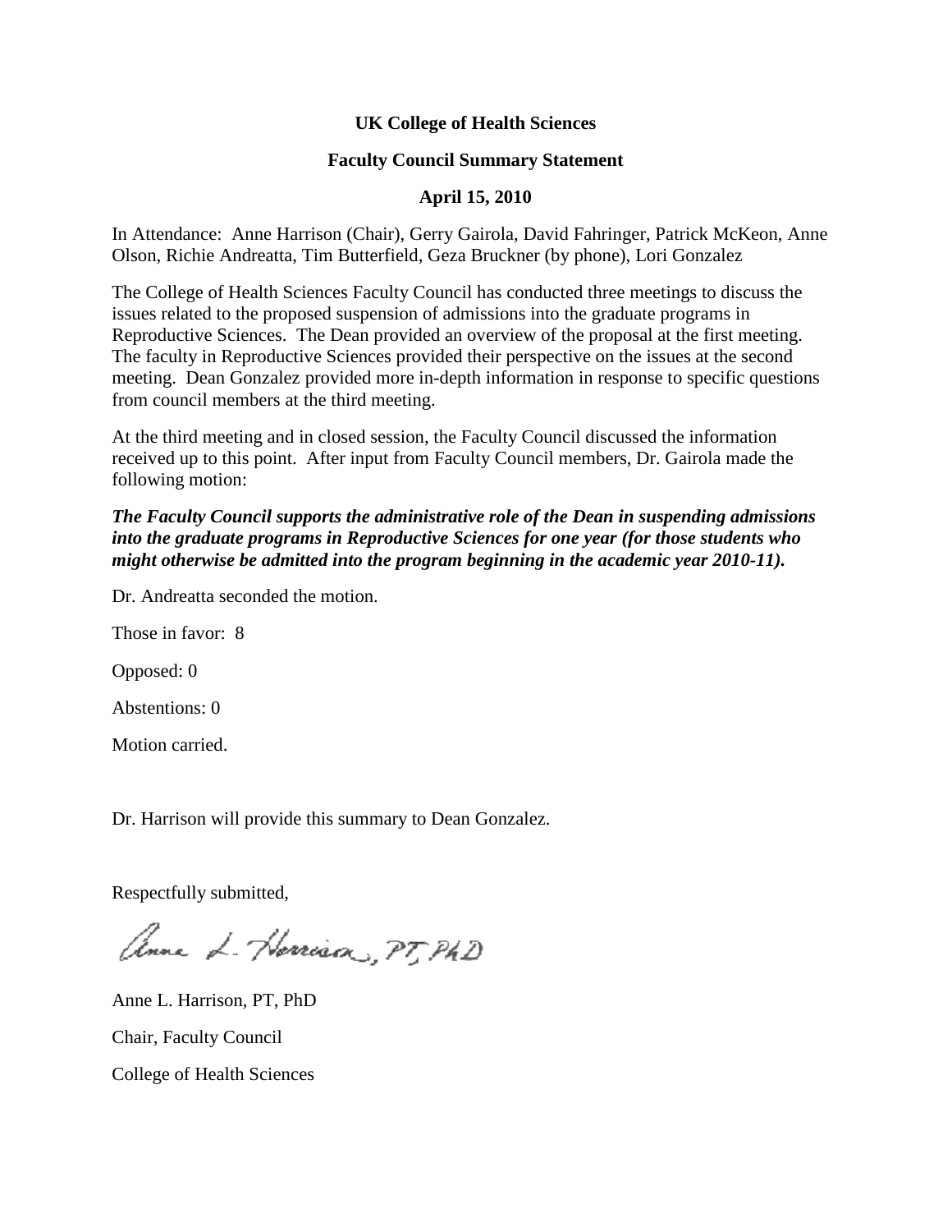**UK College of Health Sciences**

**Faculty Council Summary Statement**

**April 15, 2010**

In Attendance: Anne Harrison (Chair), Gerry Gairola, David Fahringer, Patrick McKeon, Anne Olson, Richie Andreatta, Tim Butterfield, Geza Bruckner (by phone), Lori Gonzalez

The College of Health Sciences Faculty Council has conducted three meetings to discuss the issues related to the proposed suspension of admissions into the graduate programs in Reproductive Sciences. The Dean provided an overview of the proposal at the first meeting. The faculty in Reproductive Sciences provided their perspective on the issues at the second meeting. Dean Gonzalez provided more in-depth information in response to specific questions from council members at the third meeting.

At the third meeting and in closed session, the Faculty Council discussed the information received up to this point. After input from Faculty Council members, Dr. Gairola made the following motion:

***The Faculty Council supports the administrative role of the Dean in suspending admissions into the graduate programs in Reproductive Sciences for one year (for those students who might otherwise be admitted into the program beginning in the academic year 2010-11).***

Dr. Andreatta seconded the motion.

Those in favor: 8

Opposed: 0

Abstentions: 0

Motion carried.

Dr. Harrison will provide this summary to Dean Gonzalez.

Respectfully submitted,

Anne L. Harrison, PT, PhD

Anne L. Harrison, PT, PhD

Chair, Faculty Council

College of Health Sciences